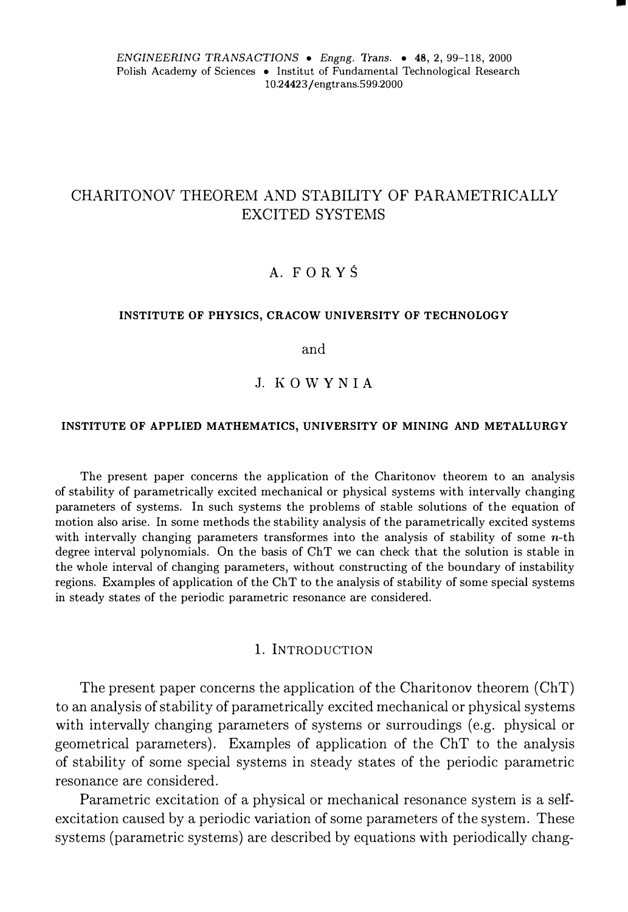# CHARITONOV THEOREM AND STABILITY OF PARAMETRICALLY EXCITED SYSTEMS

A. FORYŚ

INSTITUTE OF PHYSICS, CRACOW UNIVERSITY OF TECHNOLOGY

and

J. KOWYNIA

INSTITUTE OF APPLIED MATHEMATICS, UNIVERSITY OF MINING AND METALLURGY

The present paper concerns the application of the Charitonov theorem to an analysis of stability of parametrically excited mechanical or physical systems with intervally changing parameters of systems. In such systems the problems of stable solutions of the equation of motion also arise. In some methods the stability analysis of the parametrically excited systems with intervally changing parameters transformes into the analysis of stability of some $n$-th degree interval polynomials. On the basis of ChT we can check that the solution is stable in the whole interval of changing parameters, without constructing of the boundary of instability regions. Examples of application of the ChT to the analysis of stability of some special systems in steady states of the periodic parametric resonance are considered.

## 1. Introduction

The present paper concerns the application of the Charitonov theorem (ChT) to an analysis of stability of parametrically excited mechanical or physical systems with intervally changing parameters of systems or surroudings (e.g. physical or geometrical parameters). Examples of application of the ChT to the analysis of stability of some special systems in steady states of the periodic parametric resonance are considered.

Parametric excitation of a physical or mechanical resonance system is a self-excitation caused by a periodic variation of some parameters of the system. These systems (parametric systems) are described by equations with periodically chang-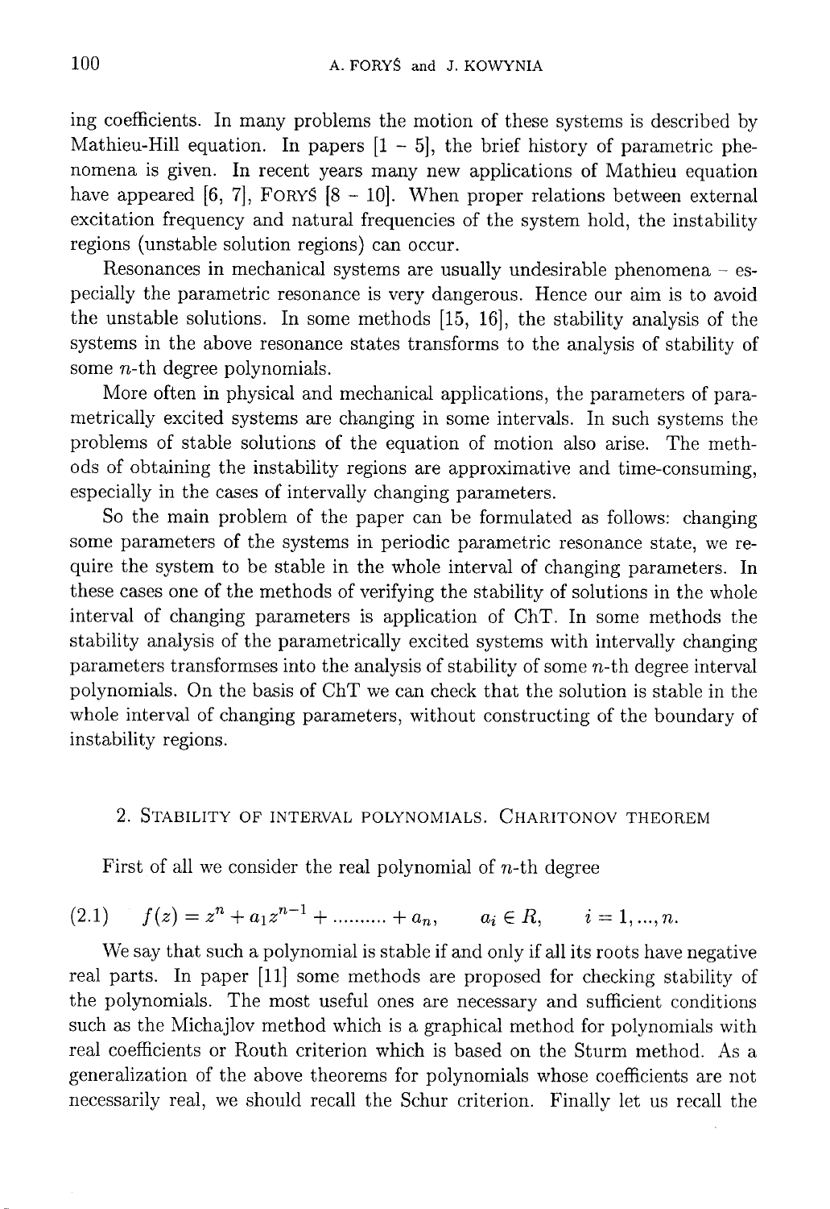ing coefficients. In many problems the motion of these systems is described by Mathieu-Hill equation. In papers [1 – 5], the brief history of parametric phenomena is given. In recent years many new applications of Mathieu equation have appeared [6, 7], Foryś [8 – 10]. When proper relations between external excitation frequency and natural frequencies of the system hold, the instability regions (unstable solution regions) can occur.

Resonances in mechanical systems are usually undesirable phenomena – especially the parametric resonance is very dangerous. Hence our aim is to avoid the unstable solutions. In some methods [15, 16], the stability analysis of the systems in the above resonance states transforms to the analysis of stability of some $n$-th degree polynomials.

More often in physical and mechanical applications, the parameters of parametrically excited systems are changing in some intervals. In such systems the problems of stable solutions of the equation of motion also arise. The methods of obtaining the instability regions are approximative and time-consuming, especially in the cases of intervally changing parameters.

So the main problem of the paper can be formulated as follows: changing some parameters of the systems in periodic parametric resonance state, we require the system to be stable in the whole interval of changing parameters. In these cases one of the methods of verifying the stability of solutions in the whole interval of changing parameters is application of ChT. In some methods the stability analysis of the parametrically excited systems with intervally changing parameters transformses into the analysis of stability of some $n$-th degree interval polynomials. On the basis of ChT we can check that the solution is stable in the whole interval of changing parameters, without constructing of the boundary of instability regions.

## 2. Stability of interval polynomials. Charitonov theorem

First of all we consider the real polynomial of $n$-th degree

$$f(z) = z^n + a_1 z^{n-1} + .......... + a_n, \qquad a_i \in R, \qquad i = 1, ..., n. \tag{2.1}$$

We say that such a polynomial is stable if and only if all its roots have negative real parts. In paper [11] some methods are proposed for checking stability of the polynomials. The most useful ones are necessary and sufficient conditions such as the Michajlov method which is a graphical method for polynomials with real coefficients or Routh criterion which is based on the Sturm method. As a generalization of the above theorems for polynomials whose coefficients are not necessarily real, we should recall the Schur criterion. Finally let us recall the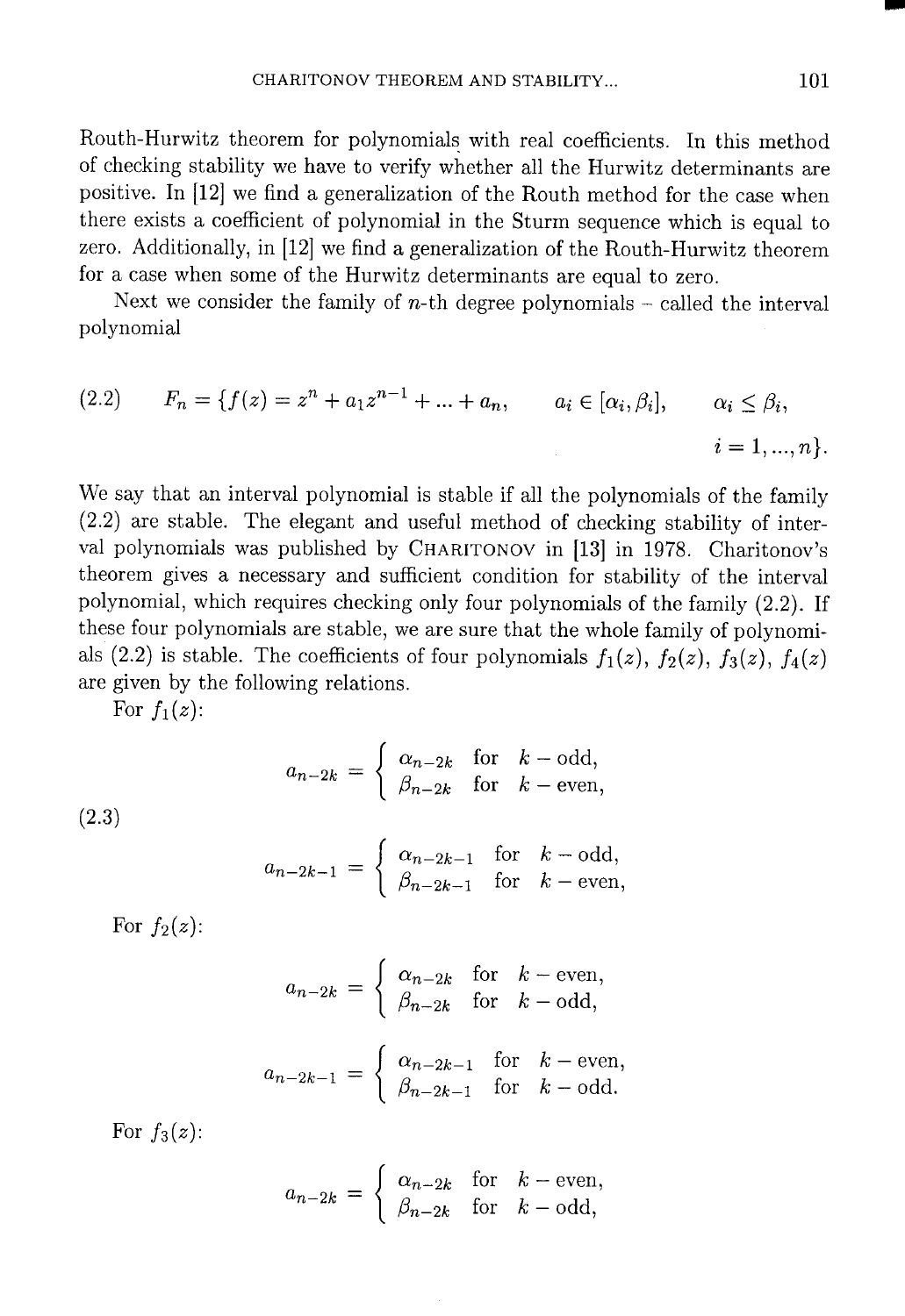Routh-Hurwitz theorem for polynomials with real coefficients. In this method of checking stability we have to verify whether all the Hurwitz determinants are positive. In [12] we find a generalization of the Routh method for the case when there exists a coefficient of polynomial in the Sturm sequence which is equal to zero. Additionally, in [12] we find a generalization of the Routh-Hurwitz theorem for a case when some of the Hurwitz determinants are equal to zero.

Next we consider the family of $n$-th degree polynomials – called the interval polynomial

$$F_n = \{f(z) = z^n + a_1 z^{n-1} + ... + a_n, \qquad a_i \in [\alpha_i, \beta_i], \qquad \alpha_i \leq \beta_i, \qquad i = 1, ..., n\}. \tag{2.2}$$

We say that an interval polynomial is stable if all the polynomials of the family (2.2) are stable. The elegant and useful method of checking stability of interval polynomials was published by CHARITONOV in [13] in 1978. Charitonov's theorem gives a necessary and sufficient condition for stability of the interval polynomial, which requires checking only four polynomials of the family (2.2). If these four polynomials are stable, we are sure that the whole family of polynomials (2.2) is stable. The coefficients of four polynomials $f_1(z)$, $f_2(z)$, $f_3(z)$, $f_4(z)$ are given by the following relations.

For $f_1(z)$:

$$a_{n-2k} = \begin{cases} \alpha_{n-2k} & \text{for} \quad k - \text{odd}, \\ \beta_{n-2k} & \text{for} \quad k - \text{even}, \end{cases}$$

$$a_{n-2k-1} = \begin{cases} \alpha_{n-2k-1} & \text{for} \quad k - \text{odd}, \\ \beta_{n-2k-1} & \text{for} \quad k - \text{even}, \end{cases} \tag{2.3}$$

For $f_2(z)$:

$$a_{n-2k} = \begin{cases} \alpha_{n-2k} & \text{for} \quad k - \text{even}, \\ \beta_{n-2k} & \text{for} \quad k - \text{odd}, \end{cases}$$

$$a_{n-2k-1} = \begin{cases} \alpha_{n-2k-1} & \text{for} \quad k - \text{even}, \\ \beta_{n-2k-1} & \text{for} \quad k - \text{odd}. \end{cases}$$

For $f_3(z)$:

$$a_{n-2k} = \begin{cases} \alpha_{n-2k} & \text{for} \quad k - \text{even}, \\ \beta_{n-2k} & \text{for} \quad k - \text{odd}, \end{cases}$$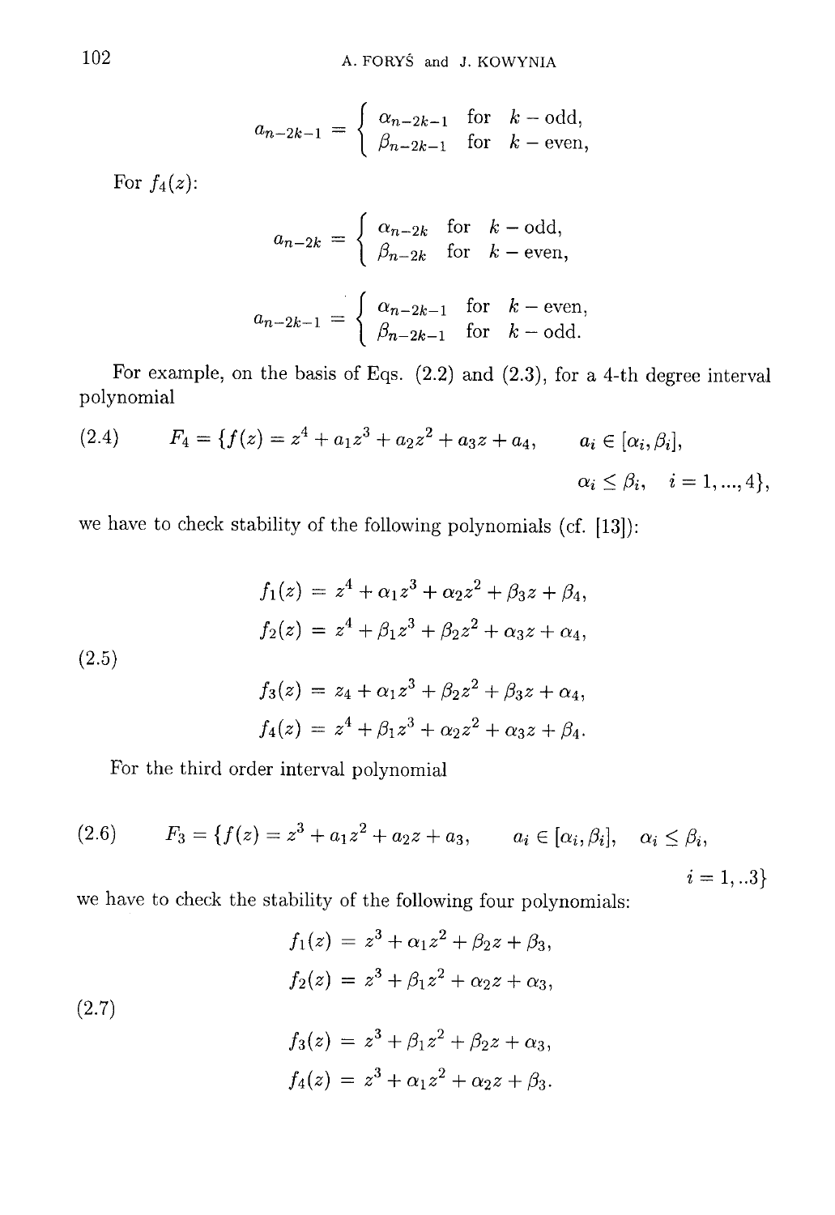$$a_{n-2k-1} = \begin{cases} \alpha_{n-2k-1} & \text{for } k - \text{odd}, \\ \beta_{n-2k-1} & \text{for } k - \text{even}, \end{cases}$$

For $f_4(z)$:

$$a_{n-2k} = \begin{cases} \alpha_{n-2k} & \text{for } k - \text{odd}, \\ \beta_{n-2k} & \text{for } k - \text{even}, \end{cases}$$

$$a_{n-2k-1} = \begin{cases} \alpha_{n-2k-1} & \text{for } k - \text{even}, \\ \beta_{n-2k-1} & \text{for } k - \text{odd}. \end{cases}$$

For example, on the basis of Eqs. (2.2) and (2.3), for a 4-th degree interval polynomial

$$(2.4) \qquad F_4 = \{f(z) = z^4 + a_1 z^3 + a_2 z^2 + a_3 z + a_4, \qquad a_i \in [\alpha_i, \beta_i], \qquad \alpha_i \leq \beta_i, \quad i = 1, ..., 4\},$$

we have to check stability of the following polynomials (cf. [13]):

$$(2.5) \qquad \begin{aligned} f_1(z) &= z^4 + \alpha_1 z^3 + \alpha_2 z^2 + \beta_3 z + \beta_4, \\ f_2(z) &= z^4 + \beta_1 z^3 + \beta_2 z^2 + \alpha_3 z + \alpha_4, \\ f_3(z) &= z_4 + \alpha_1 z^3 + \beta_2 z^2 + \beta_3 z + \alpha_4, \\ f_4(z) &= z^4 + \beta_1 z^3 + \alpha_2 z^2 + \alpha_3 z + \beta_4. \end{aligned}$$

For the third order interval polynomial

$$(2.6) \qquad F_3 = \{f(z) = z^3 + a_1 z^2 + a_2 z + a_3, \qquad a_i \in [\alpha_i, \beta_i], \quad \alpha_i \leq \beta_i, \quad i = 1, ..3\}$$

we have to check the stability of the following four polynomials:

$$(2.7) \qquad \begin{aligned} f_1(z) &= z^3 + \alpha_1 z^2 + \beta_2 z + \beta_3, \\ f_2(z) &= z^3 + \beta_1 z^2 + \alpha_2 z + \alpha_3, \\ f_3(z) &= z^3 + \beta_1 z^2 + \beta_2 z + \alpha_3, \\ f_4(z) &= z^3 + \alpha_1 z^2 + \alpha_2 z + \beta_3. \end{aligned}$$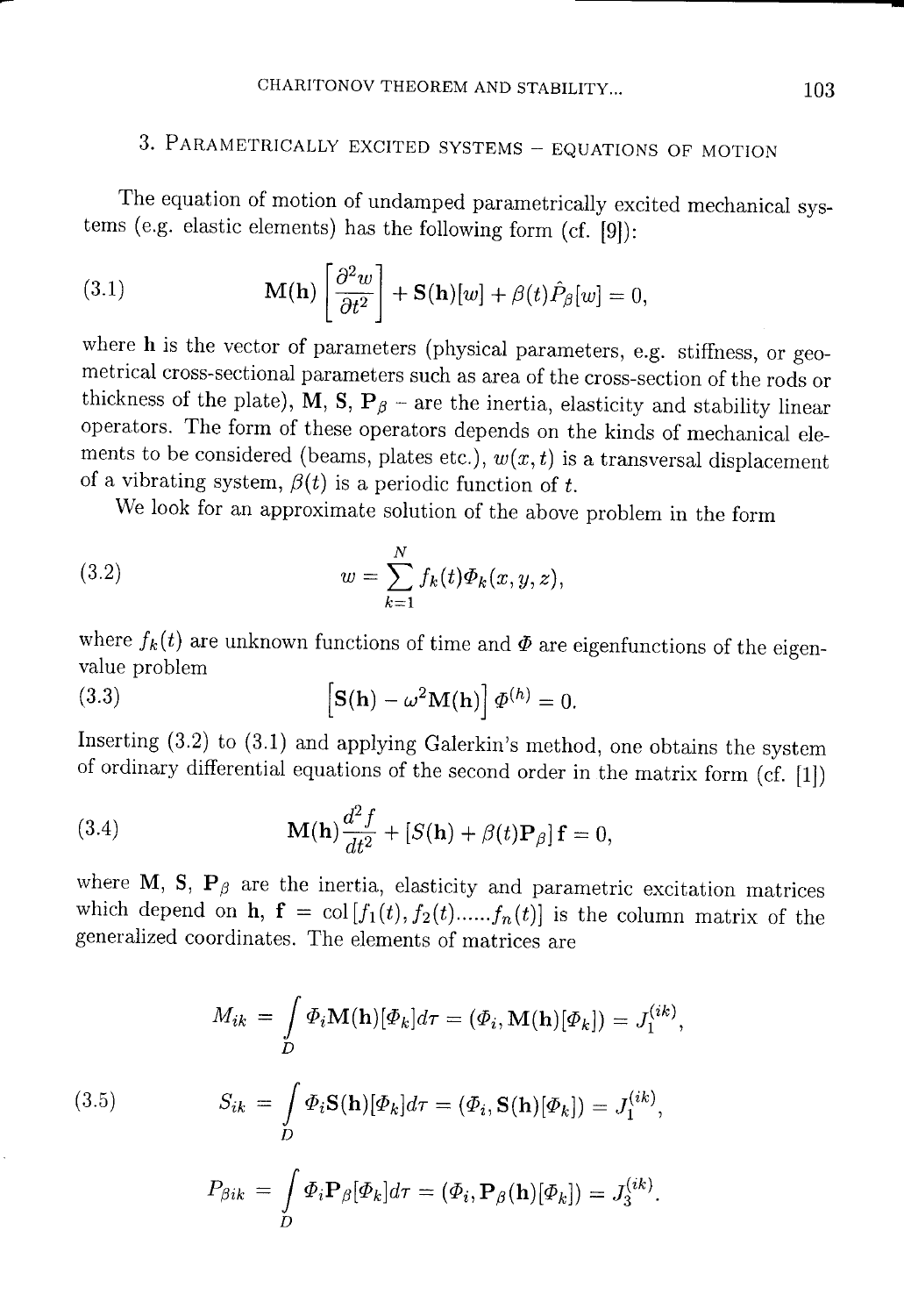## 3. Parametrically excited systems – equations of motion

The equation of motion of undamped parametrically excited mechanical systems (e.g. elastic elements) has the following form (cf. [9]):

$$\mathbf{M}(\mathbf{h})\left[\frac{\partial^2 w}{\partial t^2}\right] + \mathbf{S}(\mathbf{h})[w] + \beta(t)\hat{P}_\beta[w] = 0, \tag{3.1}$$

where $\mathbf{h}$ is the vector of parameters (physical parameters, e.g. stiffness, or geometrical cross-sectional parameters such as area of the cross-section of the rods or thickness of the plate), $\mathbf{M}$, $\mathbf{S}$, $\mathbf{P}_\beta$ – are the inertia, elasticity and stability linear operators. The form of these operators depends on the kinds of mechanical elements to be considered (beams, plates etc.), $w(x,t)$ is a transversal displacement of a vibrating system, $\beta(t)$ is a periodic function of $t$.

We look for an approximate solution of the above problem in the form

$$w = \sum_{k=1}^{N} f_k(t)\Phi_k(x,y,z), \tag{3.2}$$

where $f_k(t)$ are unknown functions of time and $\Phi$ are eigenfunctions of the eigenvalue problem

$$\left[\mathbf{S}(\mathbf{h}) - \omega^2\mathbf{M}(\mathbf{h})\right]\Phi^{(h)} = 0. \tag{3.3}$$

Inserting (3.2) to (3.1) and applying Galerkin's method, one obtains the system of ordinary differential equations of the second order in the matrix form (cf. [1])

$$\mathbf{M}(\mathbf{h})\frac{d^2 f}{dt^2} + [S(\mathbf{h}) + \beta(t)\mathbf{P}_\beta]\mathbf{f} = 0, \tag{3.4}$$

where $\mathbf{M}$, $\mathbf{S}$, $\mathbf{P}_\beta$ are the inertia, elasticity and parametric excitation matrices which depend on $\mathbf{h}$, $\mathbf{f} = \mathrm{col}\,[f_1(t), f_2(t) ...... f_n(t)]$ is the column matrix of the generalized coordinates. The elements of matrices are

$$\begin{aligned}
M_{ik} &= \int_D \Phi_i \mathbf{M}(\mathbf{h})[\Phi_k]d\tau = (\Phi_i, \mathbf{M}(\mathbf{h})[\Phi_k]) = J_1^{(ik)}, \\
S_{ik} &= \int_D \Phi_i \mathbf{S}(\mathbf{h})[\Phi_k]d\tau = (\Phi_i, \mathbf{S}(\mathbf{h})[\Phi_k]) = J_1^{(ik)}, \\
P_{\beta ik} &= \int_D \Phi_i \mathbf{P}_\beta[\Phi_k]d\tau = (\Phi_i, \mathbf{P}_\beta(\mathbf{h})[\Phi_k]) = J_3^{(ik)}.
\end{aligned} \tag{3.5}$$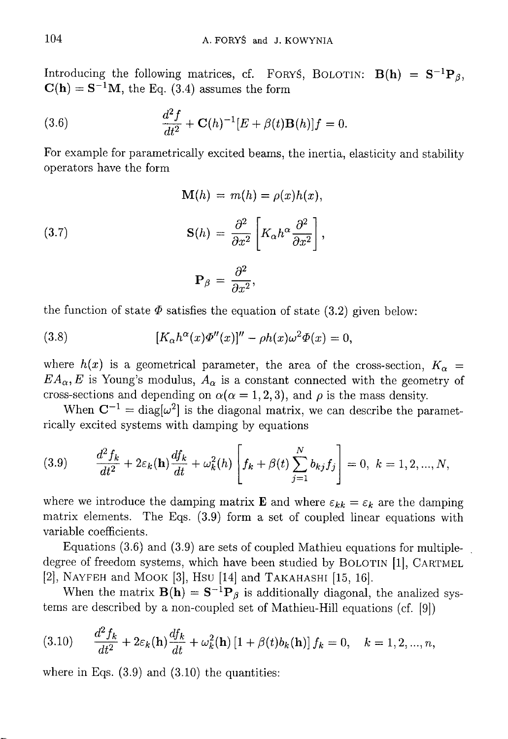Introducing the following matrices, cf. FORYŚ, BOLOTIN: $\mathbf{B(h)} = \mathbf{S}^{-1}\mathbf{P}_\beta$, $\mathbf{C(h)} = \mathbf{S}^{-1}\mathbf{M}$, the Eq. (3.4) assumes the form

$$\frac{d^2 f}{dt^2} + \mathbf{C}(h)^{-1}[E + \beta(t)\mathbf{B}(h)]f = 0. \tag{3.6}$$

For example for parametrically excited beams, the inertia, elasticity and stability operators have the form

$$\begin{aligned} \mathbf{M}(h) &= m(h) = \rho(x)h(x), \\ \mathbf{S}(h) &= \frac{\partial^2}{\partial x^2}\left[K_\alpha h^\alpha \frac{\partial^2}{\partial x^2}\right], \\ \mathbf{P}_\beta &= \frac{\partial^2}{\partial x^2}, \end{aligned} \tag{3.7}$$

the function of state $\Phi$ satisfies the equation of state (3.2) given below:

$$[K_\alpha h^\alpha(x)\Phi''(x)]'' - \rho h(x)\omega^2\Phi(x) = 0, \tag{3.8}$$

where $h(x)$ is a geometrical parameter, the area of the cross-section, $K_\alpha = EA_\alpha, E$ is Young's modulus, $A_\alpha$ is a constant connected with the geometry of cross-sections and depending on $\alpha(\alpha = 1, 2, 3)$, and $\rho$ is the mass density.

When $\mathbf{C}^{-1} = \mathrm{diag}[\omega^2]$ is the diagonal matrix, we can describe the parametrically excited systems with damping by equations

$$\frac{d^2 f_k}{dt^2} + 2\varepsilon_k(\mathbf{h})\frac{df_k}{dt} + \omega_k^2(h)\left[f_k + \beta(t)\sum_{j=1}^{N} b_{kj}f_j\right] = 0, \quad k = 1, 2, ..., N, \tag{3.9}$$

where we introduce the damping matrix $\mathbf{E}$ and where $\varepsilon_{kk} = \varepsilon_k$ are the damping matrix elements. The Eqs. (3.9) form a set of coupled linear equations with variable coefficients.

Equations (3.6) and (3.9) are sets of coupled Mathieu equations for multiple-degree of freedom systems, which have been studied by BOLOTIN [1], CARTMEL [2], NAYFEH and MOOK [3], HSU [14] and TAKAHASHI [15, 16].

When the matrix $\mathbf{B(h)} = \mathbf{S}^{-1}\mathbf{P}_\beta$ is additionally diagonal, the analized systems are described by a non-coupled set of Mathieu-Hill equations (cf. [9])

$$\frac{d^2 f_k}{dt^2} + 2\varepsilon_k(\mathbf{h})\frac{df_k}{dt} + \omega_k^2(\mathbf{h})\left[1 + \beta(t)b_k(\mathbf{h})\right]f_k = 0, \quad k = 1, 2, ..., n, \tag{3.10}$$

where in Eqs. (3.9) and (3.10) the quantities: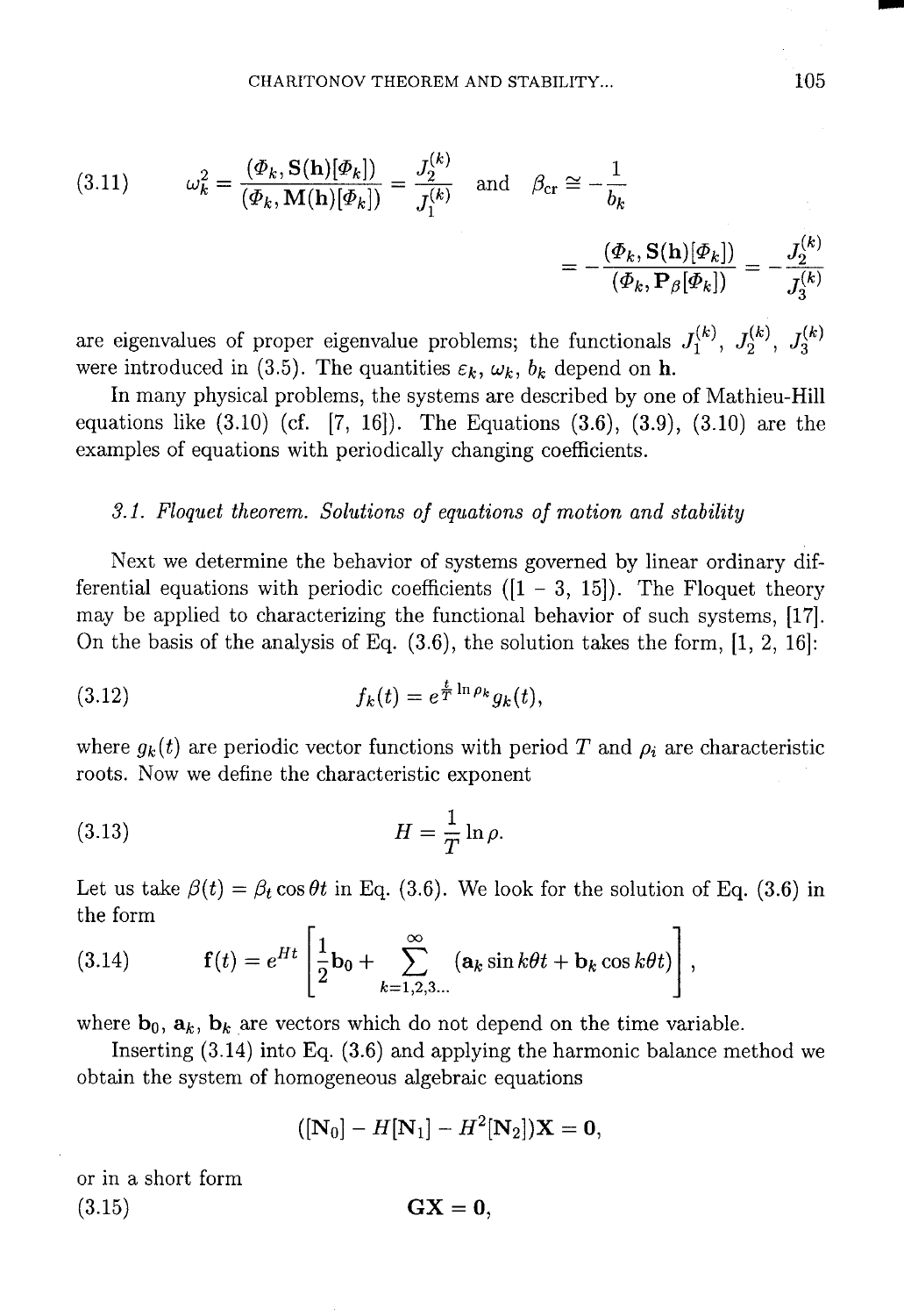$$
(3.11) \qquad \omega_k^2 = \frac{(\Phi_k, \mathbf{S}(\mathbf{h})[\Phi_k])}{(\Phi_k, \mathbf{M}(\mathbf{h})[\Phi_k])} = \frac{J_2^{(k)}}{J_1^{(k)}} \quad \text{and} \quad \beta_{\text{cr}} \cong -\frac{1}{b_k}
$$

$$
= -\frac{(\Phi_k, \mathbf{S}(\mathbf{h})[\Phi_k])}{(\Phi_k, \mathbf{P}_\beta[\Phi_k])} = -\frac{J_2^{(k)}}{J_3^{(k)}}
$$

are eigenvalues of proper eigenvalue problems; the functionals $J_1^{(k)}$, $J_2^{(k)}$, $J_3^{(k)}$ were introduced in (3.5). The quantities $\varepsilon_k$, $\omega_k$, $b_k$ depend on $\mathbf{h}$.

In many physical problems, the systems are described by one of Mathieu-Hill equations like (3.10) (cf. [7, 16]). The Equations (3.6), (3.9), (3.10) are the examples of equations with periodically changing coefficients.

### *3.1. Floquet theorem. Solutions of equations of motion and stability*

Next we determine the behavior of systems governed by linear ordinary differential equations with periodic coefficients ([1 – 3, 15]). The Floquet theory may be applied to characterizing the functional behavior of such systems, [17]. On the basis of the analysis of Eq. (3.6), the solution takes the form, [1, 2, 16]:

$$
(3.12) \qquad f_k(t) = e^{\frac{t}{T}\ln \rho_k} g_k(t),
$$

where $g_k(t)$ are periodic vector functions with period $T$ and $\rho_i$ are characteristic roots. Now we define the characteristic exponent

$$
(3.13) \qquad H = \frac{1}{T}\ln \rho.
$$

Let us take $\beta(t) = \beta_t \cos \theta t$ in Eq. (3.6). We look for the solution of Eq. (3.6) in the form

$$
(3.14) \qquad \mathbf{f}(t) = e^{Ht}\left[\frac{1}{2}\mathbf{b}_0 + \sum_{k=1,2,3...}^{\infty} (\mathbf{a}_k \sin k\theta t + \mathbf{b}_k \cos k\theta t)\right],
$$

where $\mathbf{b}_0$, $\mathbf{a}_k$, $\mathbf{b}_k$ are vectors which do not depend on the time variable.

Inserting (3.14) into Eq. (3.6) and applying the harmonic balance method we obtain the system of homogeneous algebraic equations

$$
([\mathbf{N}_0] - H[\mathbf{N}_1] - H^2[\mathbf{N}_2])\mathbf{X} = \mathbf{0},
$$

or in a short form

$$
(3.15) \qquad \mathbf{G}\mathbf{X} = \mathbf{0},
$$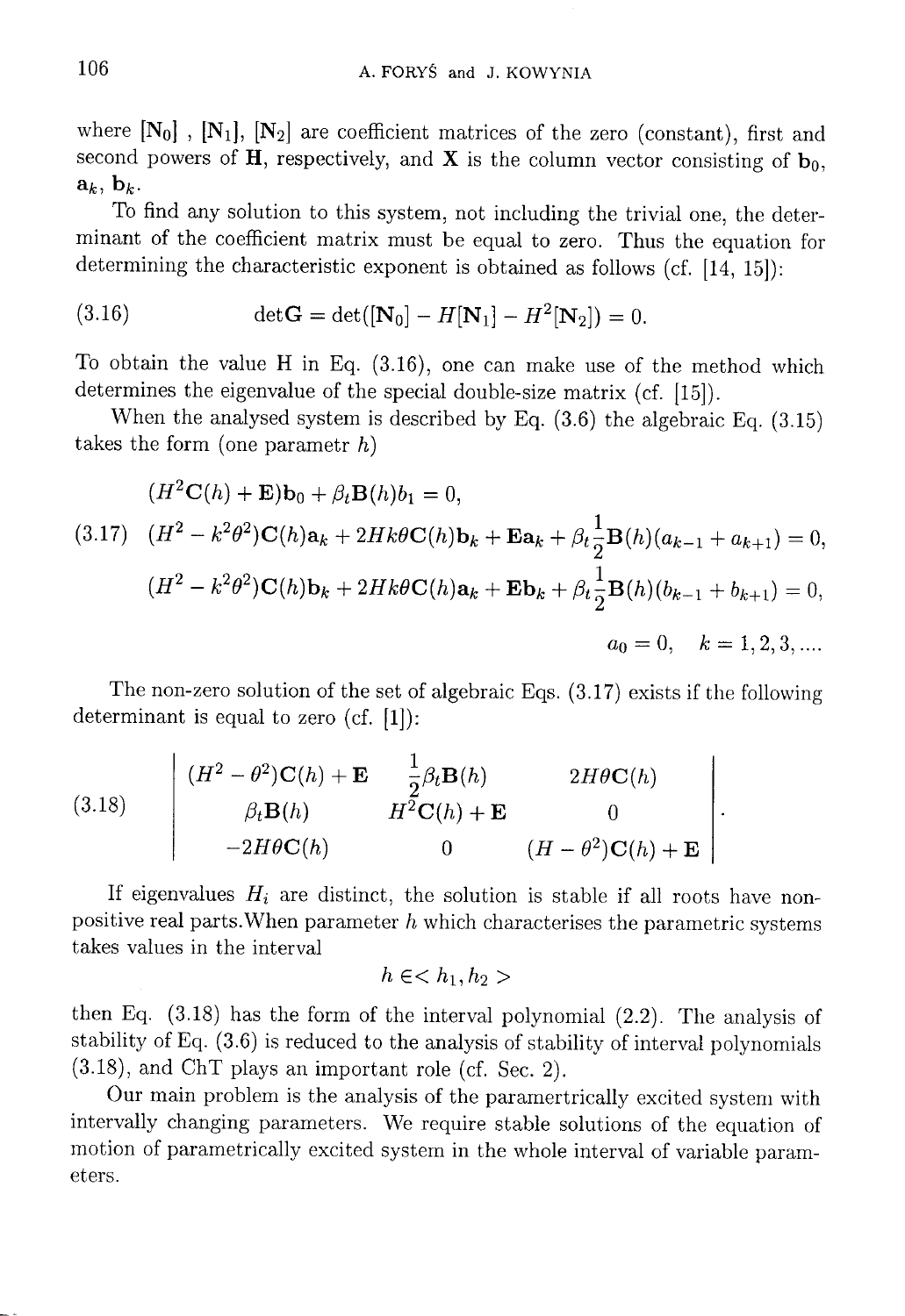where $[\mathbf{N}_0]$ , $[\mathbf{N}_1]$, $[\mathbf{N}_2]$ are coefficient matrices of the zero (constant), first and second powers of $\mathbf{H}$, respectively, and $\mathbf{X}$ is the column vector consisting of $\mathbf{b}_0$, $\mathbf{a}_k$, $\mathbf{b}_k$.

To find any solution to this system, not including the trivial one, the determinant of the coefficient matrix must be equal to zero. Thus the equation for determining the characteristic exponent is obtained as follows (cf. [14, 15]):

$$\det\mathbf{G} = \det([\mathbf{N}_0] - H[\mathbf{N}_1] - H^2[\mathbf{N}_2]) = 0. \tag{3.16}$$

To obtain the value H in Eq. (3.16), one can make use of the method which determines the eigenvalue of the special double-size matrix (cf. [15]).

When the analysed system is described by Eq. (3.6) the algebraic Eq. (3.15) takes the form (one parametr $h$)

$$\begin{gathered}
(H^2\mathbf{C}(h) + \mathbf{E})\mathbf{b}_0 + \beta_t\mathbf{B}(h)b_1 = 0,\\
(H^2 - k^2\theta^2)\mathbf{C}(h)\mathbf{a}_k + 2Hk\theta\mathbf{C}(h)\mathbf{b}_k + \mathbf{E}\mathbf{a}_k + \beta_t\frac{1}{2}\mathbf{B}(h)(a_{k-1} + a_{k+1}) = 0,\\
(H^2 - k^2\theta^2)\mathbf{C}(h)\mathbf{b}_k + 2Hk\theta\mathbf{C}(h)\mathbf{a}_k + \mathbf{E}\mathbf{b}_k + \beta_t\frac{1}{2}\mathbf{B}(h)(b_{k-1} + b_{k+1}) = 0,\\
a_0 = 0, \quad k = 1, 2, 3, \ldots.
\end{gathered} \tag{3.17}$$

The non-zero solution of the set of algebraic Eqs. (3.17) exists if the following determinant is equal to zero (cf. [1]):

$$\begin{vmatrix}
(H^2 - \theta^2)\mathbf{C}(h) + \mathbf{E} & \frac{1}{2}\beta_t\mathbf{B}(h) & 2H\theta\mathbf{C}(h) \\
\beta_t\mathbf{B}(h) & H^2\mathbf{C}(h) + \mathbf{E} & 0 \\
-2H\theta\mathbf{C}(h) & 0 & (H - \theta^2)\mathbf{C}(h) + \mathbf{E}
\end{vmatrix}. \tag{3.18}$$

If eigenvalues $H_i$ are distinct, the solution is stable if all roots have non-positive real parts.When parameter $h$ which characterises the parametric systems takes values in the interval

$$h \in < h_1, h_2 >$$

then Eq. (3.18) has the form of the interval polynomial (2.2). The analysis of stability of Eq. (3.6) is reduced to the analysis of stability of interval polynomials (3.18), and ChT plays an important role (cf. Sec. 2).

Our main problem is the analysis of the paramertrically excited system with intervally changing parameters. We require stable solutions of the equation of motion of parametrically excited system in the whole interval of variable parameters.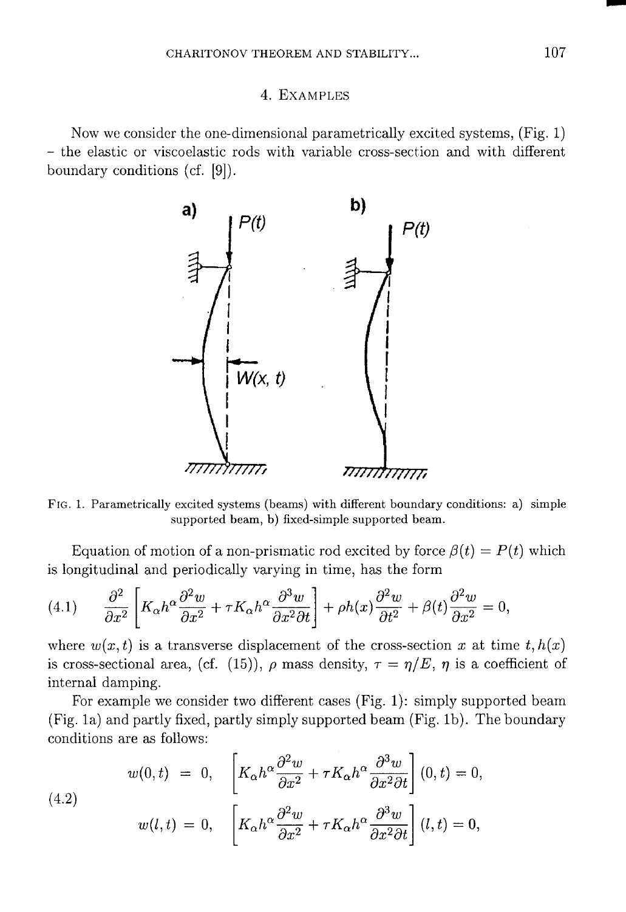## 4. Examples

Now we consider the one-dimensional parametrically excited systems, (Fig. 1) – the elastic or viscoelastic rods with variable cross-section and with different boundary conditions (cf. [9]).

FIG. 1. Parametrically excited systems (beams) with different boundary conditions: a) simple supported beam, b) fixed-simple supported beam.

Equation of motion of a non-prismatic rod excited by force $\beta(t) = P(t)$ which is longitudinal and periodically varying in time, has the form

$$\frac{\partial^2}{\partial x^2}\left[K_\alpha h^\alpha \frac{\partial^2 w}{\partial x^2} + \tau K_\alpha h^\alpha \frac{\partial^3 w}{\partial x^2 \partial t}\right] + \rho h(x)\frac{\partial^2 w}{\partial t^2} + \beta(t)\frac{\partial^2 w}{\partial x^2} = 0, \tag{4.1}$$

where $w(x,t)$ is a transverse displacement of the cross-section $x$ at time $t, h(x)$ is cross-sectional area, (cf. (15)), $\rho$ mass density, $\tau = \eta/E$, $\eta$ is a coefficient of internal damping.

For example we consider two different cases (Fig. 1): simply supported beam (Fig. 1a) and partly fixed, partly simply supported beam (Fig. 1b). The boundary conditions are as follows:

$$\begin{aligned} w(0,t) &= 0, \quad \left[K_\alpha h^\alpha \frac{\partial^2 w}{\partial x^2} + \tau K_\alpha h^\alpha \frac{\partial^3 w}{\partial x^2 \partial t}\right](0,t) = 0, \\ w(l,t) &= 0, \quad \left[K_\alpha h^\alpha \frac{\partial^2 w}{\partial x^2} + \tau K_\alpha h^\alpha \frac{\partial^3 w}{\partial x^2 \partial t}\right](l,t) = 0, \end{aligned} \tag{4.2}$$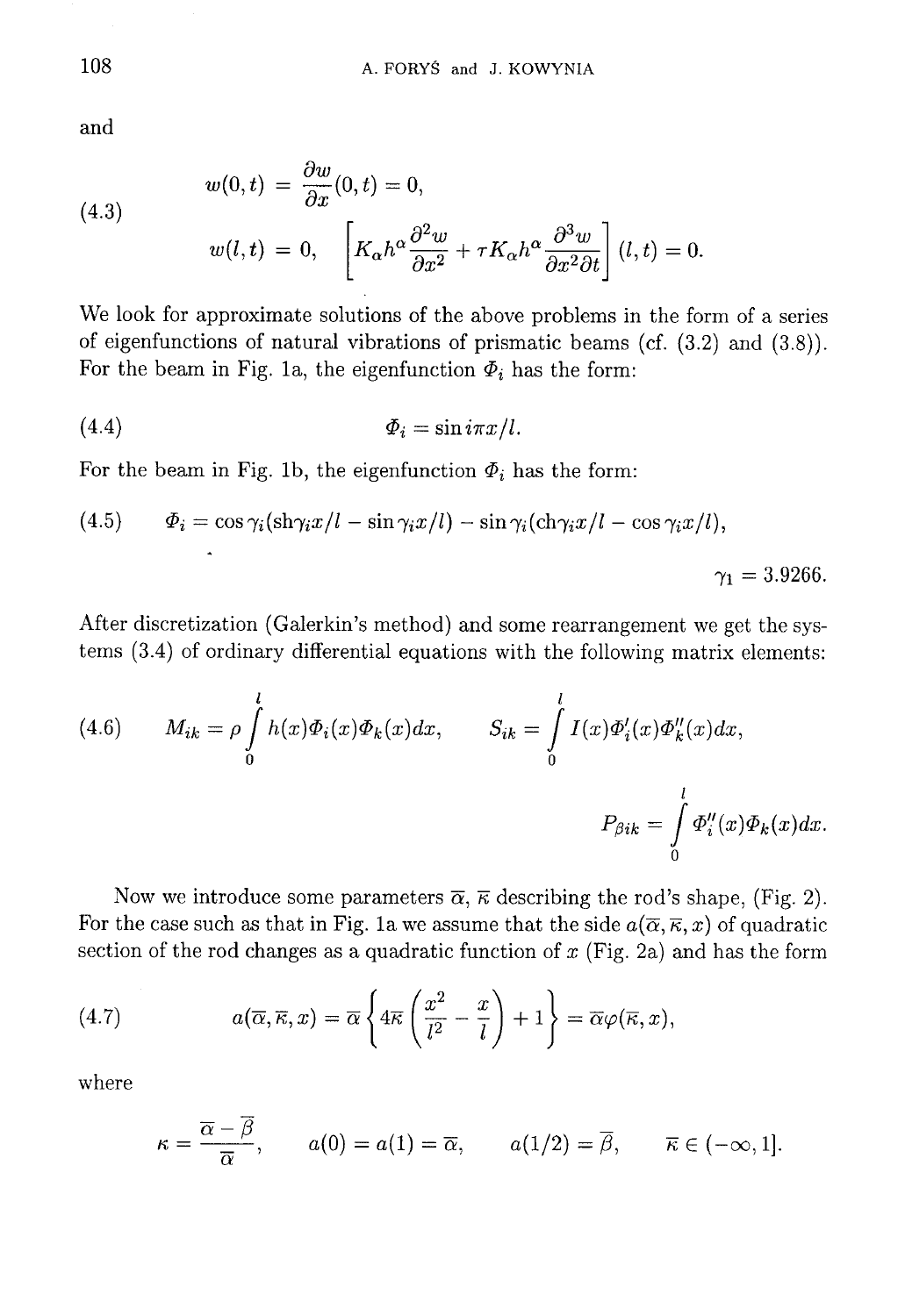and

$$
\begin{aligned}
w(0,t) &= \frac{\partial w}{\partial x}(0,t) = 0, \\
w(l,t) &= 0, \quad \left[K_\alpha h^\alpha \frac{\partial^2 w}{\partial x^2} + \tau K_\alpha h^\alpha \frac{\partial^3 w}{\partial x^2 \partial t}\right](l,t) = 0.
\end{aligned} \tag{4.3}
$$

We look for approximate solutions of the above problems in the form of a series of eigenfunctions of natural vibrations of prismatic beams (cf. (3.2) and (3.8)). For the beam in Fig. 1a, the eigenfunction $\Phi_i$ has the form:

$$
\Phi_i = \sin i\pi x/l. \tag{4.4}
$$

For the beam in Fig. 1b, the eigenfunction $\Phi_i$ has the form:

$$
\Phi_i = \cos\gamma_i(\mathrm{sh}\gamma_i x/l - \sin\gamma_i x/l) - \sin\gamma_i(\mathrm{ch}\gamma_i x/l - \cos\gamma_i x/l), \tag{4.5}
$$

$$
\gamma_1 = 3.9266.
$$

After discretization (Galerkin's method) and some rearrangement we get the systems (3.4) of ordinary differential equations with the following matrix elements:

$$
M_{ik} = \rho \int_0^l h(x)\Phi_i(x)\Phi_k(x)dx, \qquad S_{ik} = \int_0^l I(x)\Phi_i'(x)\Phi_k''(x)dx, \tag{4.6}
$$

$$
P_{\beta ik} = \int_0^l \Phi_i''(x)\Phi_k(x)dx.
$$

Now we introduce some parameters $\overline{\alpha}$, $\overline{\kappa}$ describing the rod's shape, (Fig. 2). For the case such as that in Fig. 1a we assume that the side $a(\overline{\alpha},\overline{\kappa},x)$ of quadratic section of the rod changes as a quadratic function of $x$ (Fig. 2a) and has the form

$$
a(\overline{\alpha},\overline{\kappa},x) = \overline{\alpha}\left\{4\overline{\kappa}\left(\frac{x^2}{l^2} - \frac{x}{l}\right) + 1\right\} = \overline{\alpha}\varphi(\overline{\kappa},x), \tag{4.7}
$$

where

$$
\kappa = \frac{\overline{\alpha} - \overline{\beta}}{\overline{\alpha}}, \qquad a(0) = a(1) = \overline{\alpha}, \qquad a(1/2) = \overline{\beta}, \qquad \overline{\kappa} \in (-\infty, 1].
$$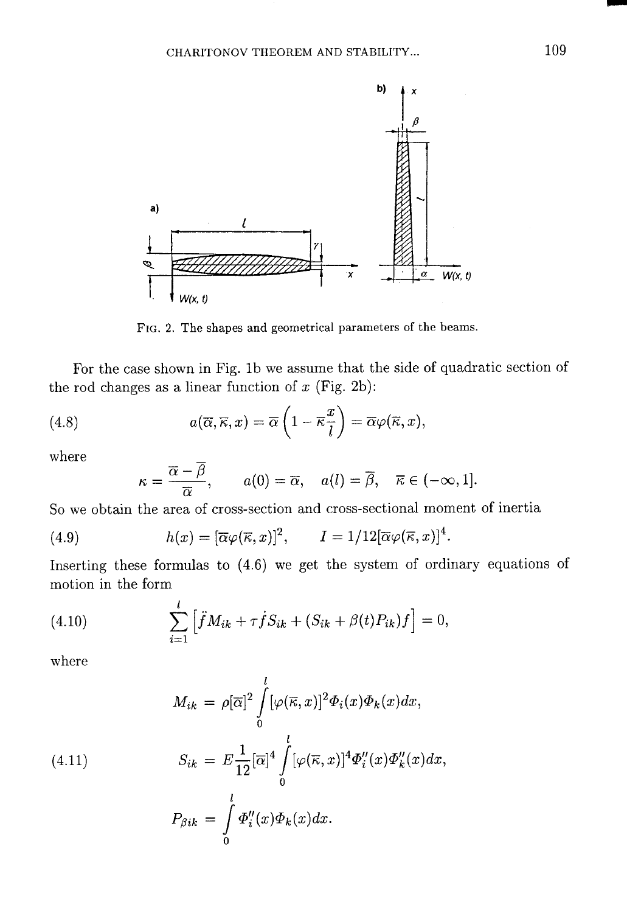FIG. 2. The shapes and geometrical parameters of the beams.

For the case shown in Fig. 1b we assume that the side of quadratic section of the rod changes as a linear function of $x$ (Fig. 2b):

$$a(\overline{\alpha}, \overline{\kappa}, x) = \overline{\alpha}\left(1 - \overline{\kappa}\frac{x}{l}\right) = \overline{\alpha}\varphi(\overline{\kappa}, x), \tag{4.8}$$

where

$$\kappa = \frac{\overline{\alpha} - \overline{\beta}}{\overline{\alpha}}, \qquad a(0) = \overline{\alpha}, \quad a(l) = \overline{\beta}, \quad \overline{\kappa} \in (-\infty, 1].$$

So we obtain the area of cross-section and cross-sectional moment of inertia

$$h(x) = [\overline{\alpha}\varphi(\overline{\kappa}, x)]^2, \qquad I = 1/12[\overline{\alpha}\varphi(\overline{\kappa}, x)]^4. \tag{4.9}$$

Inserting these formulas to (4.6) we get the system of ordinary equations of motion in the form

$$\sum_{i=1}^{l} \left[\ddot{f} M_{ik} + \tau \dot{f} S_{ik} + (S_{ik} + \beta(t) P_{ik}) f\right] = 0, \tag{4.10}$$

where

$$\begin{aligned}
M_{ik} &= \rho[\overline{\alpha}]^2 \int_0^l [\varphi(\overline{\kappa}, x)]^2 \Phi_i(x) \Phi_k(x) dx, \\
S_{ik} &= E\frac{1}{12}[\overline{\alpha}]^4 \int_0^l [\varphi(\overline{\kappa}, x)]^4 \Phi_i''(x) \Phi_k''(x) dx, \\
P_{\beta ik} &= \int_0^l \Phi_i''(x) \Phi_k(x) dx.
\end{aligned} \tag{4.11}$$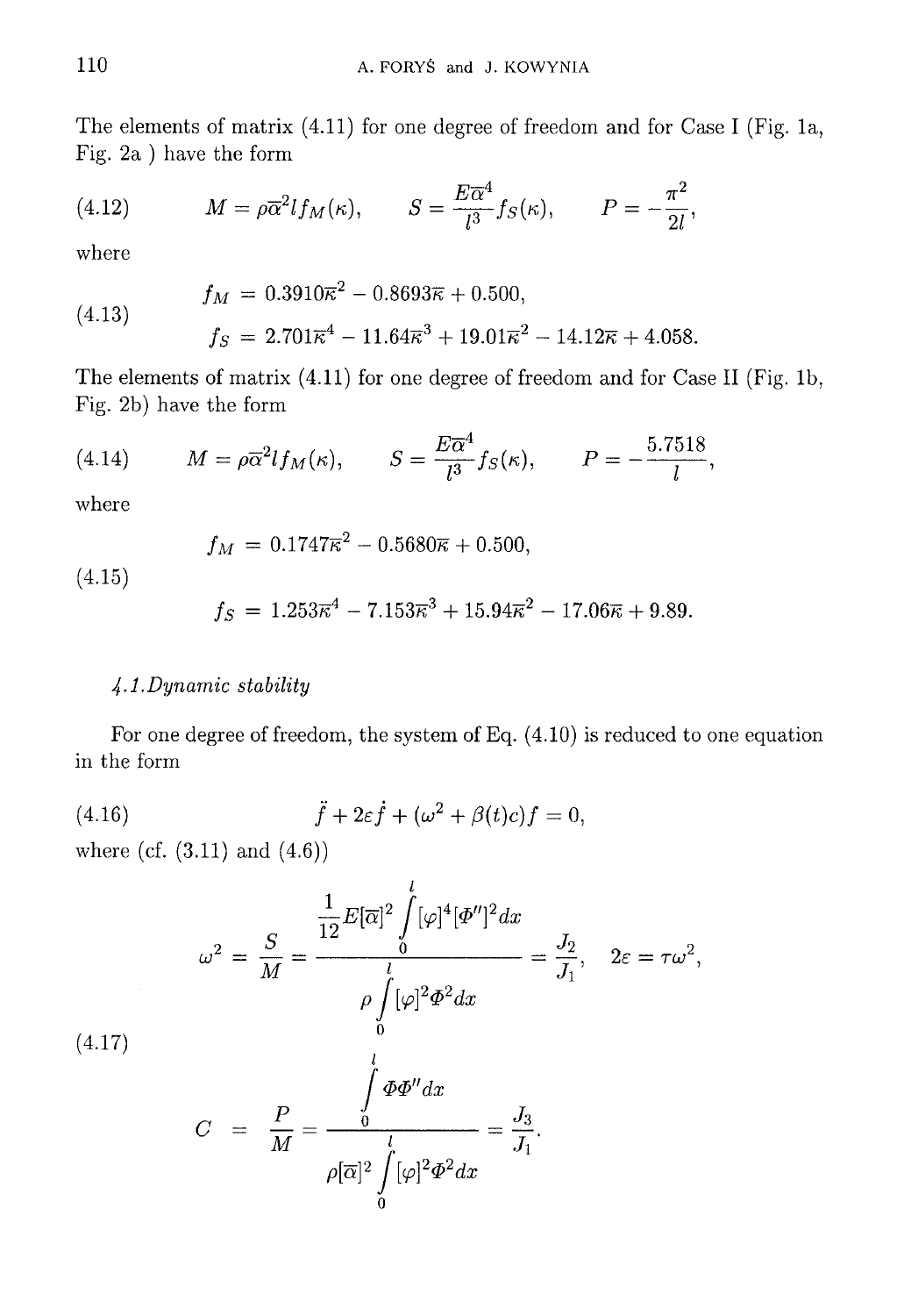The elements of matrix (4.11) for one degree of freedom and for Case I (Fig. 1a, Fig. 2a ) have the form

$$(4.12) \qquad M = \rho\overline{\alpha}^2 l f_M(\kappa), \qquad S = \frac{E\overline{\alpha}^4}{l^3} f_S(\kappa), \qquad P = -\frac{\pi^2}{2l},$$

where

$$(4.13) \qquad \begin{aligned} f_M &= 0.3910\overline{\kappa}^2 - 0.8693\overline{\kappa} + 0.500, \\ f_S &= 2.701\overline{\kappa}^4 - 11.64\overline{\kappa}^3 + 19.01\overline{\kappa}^2 - 14.12\overline{\kappa} + 4.058. \end{aligned}$$

The elements of matrix (4.11) for one degree of freedom and for Case II (Fig. 1b, Fig. 2b) have the form

$$(4.14) \qquad M = \rho\overline{\alpha}^2 l f_M(\kappa), \qquad S = \frac{E\overline{\alpha}^4}{l^3} f_S(\kappa), \qquad P = -\frac{5.7518}{l},$$

where

$$(4.15) \qquad \begin{aligned} f_M &= 0.1747\overline{\kappa}^2 - 0.5680\overline{\kappa} + 0.500, \\ f_S &= 1.253\overline{\kappa}^4 - 7.153\overline{\kappa}^3 + 15.94\overline{\kappa}^2 - 17.06\overline{\kappa} + 9.89. \end{aligned}$$

### *4.1. Dynamic stability*

For one degree of freedom, the system of Eq. (4.10) is reduced to one equation in the form

$$(4.16) \qquad \ddot{f} + 2\varepsilon\dot{f} + (\omega^2 + \beta(t)c)f = 0,$$

where (cf. (3.11) and (4.6))

$$(4.17) \qquad \begin{aligned} \omega^2 &= \frac{S}{M} = \frac{\dfrac{1}{12}E[\overline{\alpha}]^2 \displaystyle\int_0^l [\varphi]^4 [\Phi'']^2 dx}{\rho \displaystyle\int_0^l [\varphi]^2 \Phi^2 dx} = \frac{J_2}{J_1}, \qquad 2\varepsilon = \tau\omega^2, \\ C &= \frac{P}{M} = \frac{\displaystyle\int_0^l \Phi\Phi'' dx}{\rho[\overline{\alpha}]^2 \displaystyle\int_0^l [\varphi]^2 \Phi^2 dx} = \frac{J_3}{J_1}. \end{aligned}$$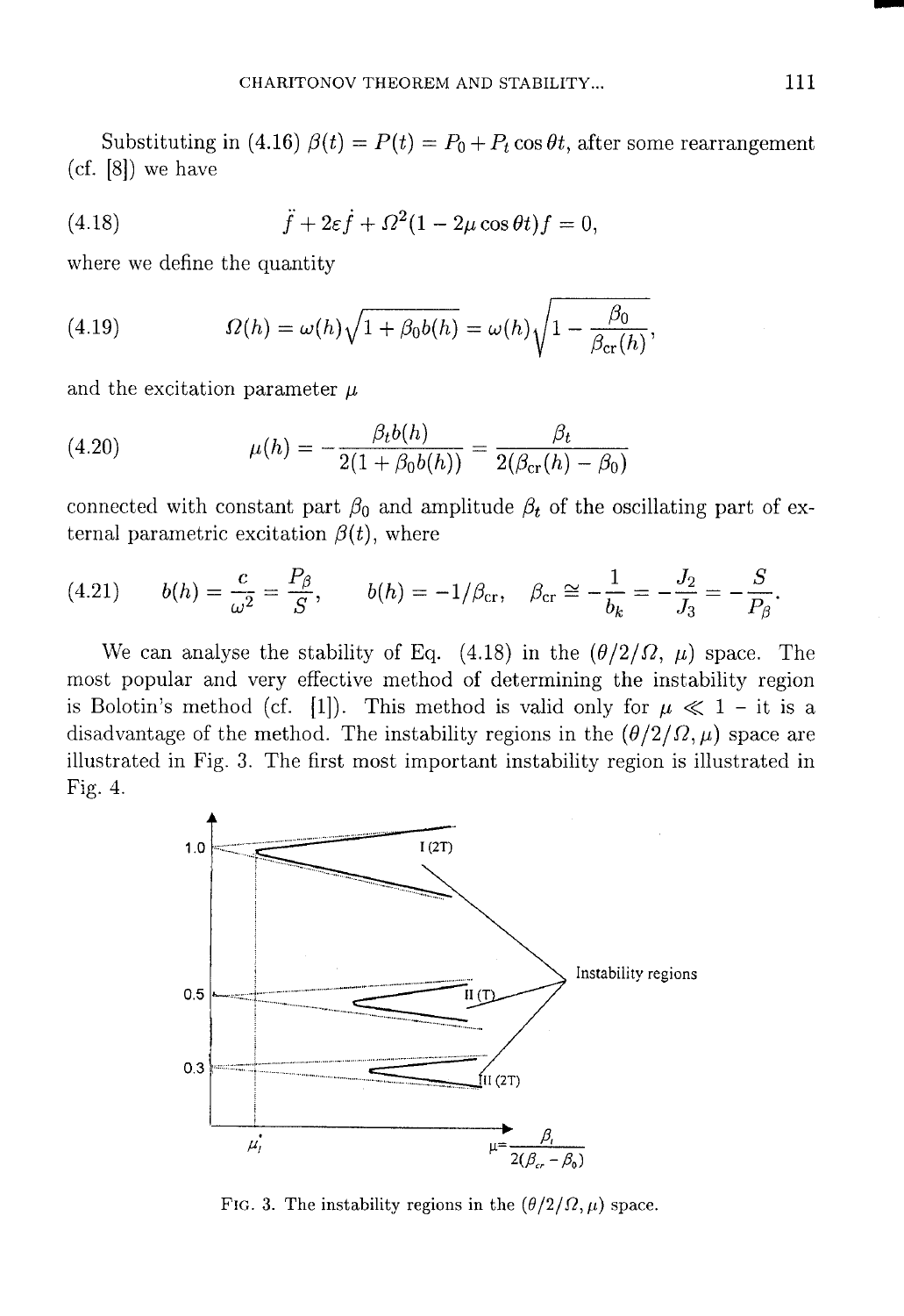Substituting in (4.16) $\beta(t) = P(t) = P_0 + P_t \cos\theta t$, after some rearrangement (cf. [8]) we have

$$\ddot{f} + 2\varepsilon\dot{f} + \Omega^2(1 - 2\mu\cos\theta t)f = 0, \tag{4.18}$$

where we define the quantity

$$\Omega(h) = \omega(h)\sqrt{1 + \beta_0 b(h)} = \omega(h)\sqrt{1 - \frac{\beta_0}{\beta_{\text{cr}}(h)}}, \tag{4.19}$$

and the excitation parameter $\mu$

$$\mu(h) = -\frac{\beta_t b(h)}{2(1 + \beta_0 b(h))} = \frac{\beta_t}{2(\beta_{\text{cr}}(h) - \beta_0)} \tag{4.20}$$

connected with constant part $\beta_0$ and amplitude $\beta_t$ of the oscillating part of external parametric excitation $\beta(t)$, where

$$b(h) = \frac{c}{\omega^2} = \frac{P_\beta}{S}, \qquad b(h) = -1/\beta_{\text{cr}}, \quad \beta_{\text{cr}} \cong -\frac{1}{b_k} = -\frac{J_2}{J_3} = -\frac{S}{P_\beta}. \tag{4.21}$$

We can analyse the stability of Eq. (4.18) in the $(\theta/2/\Omega,\ \mu)$ space. The most popular and very effective method of determining the instability region is Bolotin's method (cf. [1]). This method is valid only for $\mu \ll 1$ – it is a disadvantage of the method. The instability regions in the $(\theta/2/\Omega, \mu)$ space are illustrated in Fig. 3. The first most important instability region is illustrated in Fig. 4.

FIG. 3. The instability regions in the $(\theta/2/\Omega, \mu)$ space.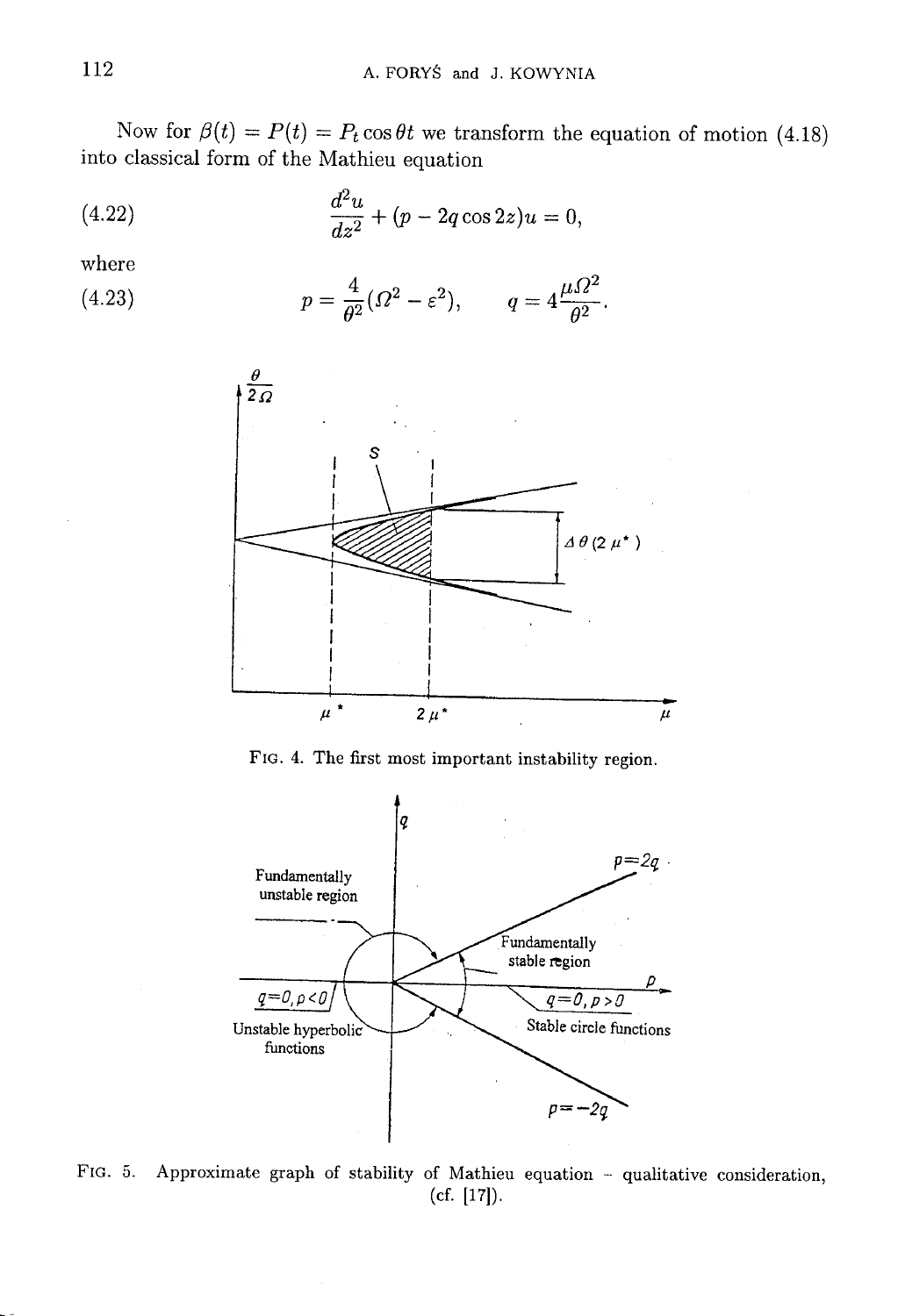Now for $\beta(t) = P(t) = P_t \cos \theta t$ we transform the equation of motion (4.18) into classical form of the Mathieu equation

$$\frac{d^2u}{dz^2} + (p - 2q\cos 2z)u = 0, \tag{4.22}$$

where

$$p = \frac{4}{\theta^2}(\Omega^2 - \varepsilon^2), \qquad q = 4\frac{\mu\Omega^2}{\theta^2}. \tag{4.23}$$

FIG. 4. The first most important instability region.

FIG. 5. Approximate graph of stability of Mathieu equation – qualitative consideration, (cf. [17]).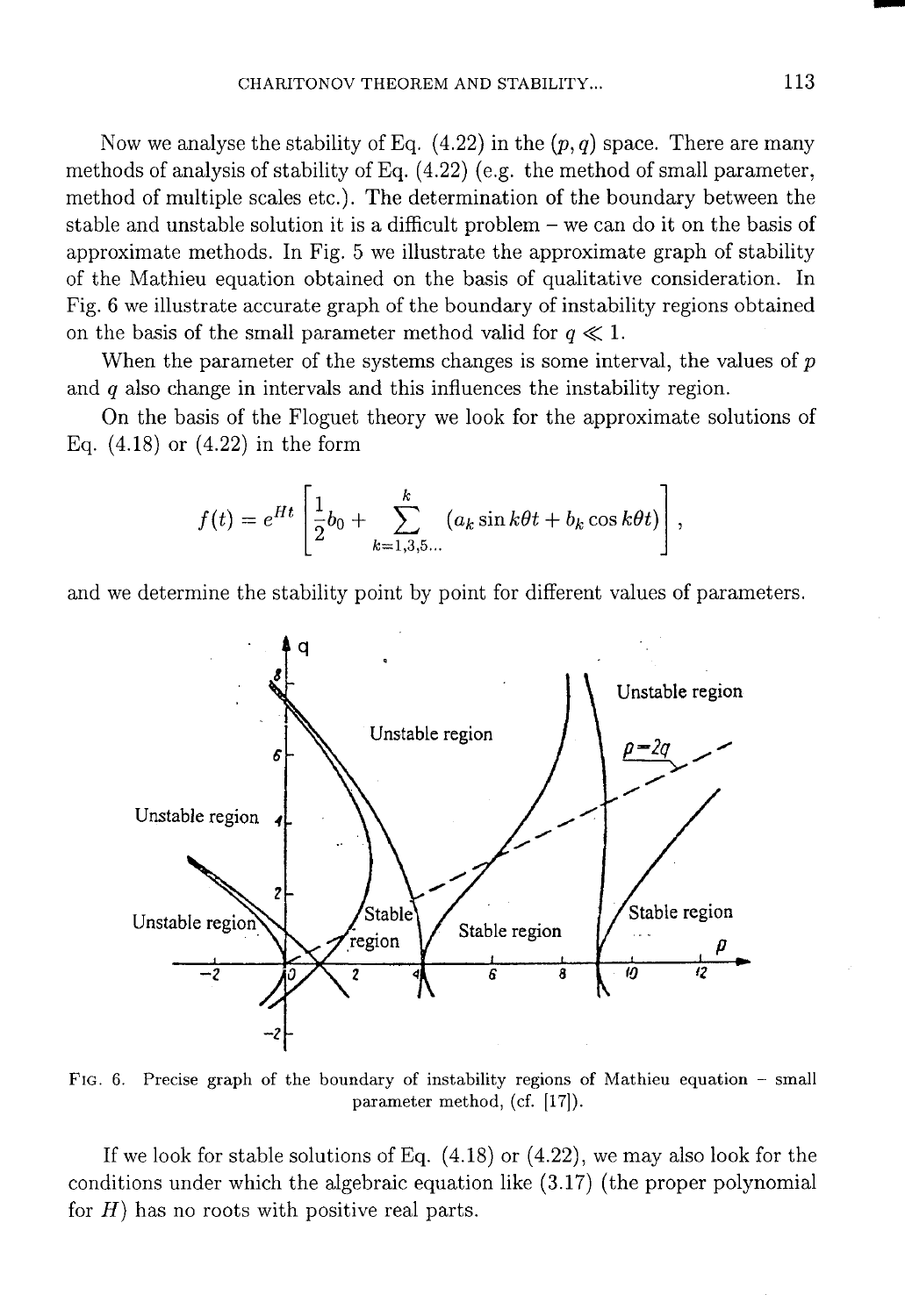Now we analyse the stability of Eq. (4.22) in the $(p, q)$ space. There are many methods of analysis of stability of Eq. (4.22) (e.g. the method of small parameter, method of multiple scales etc.). The determination of the boundary between the stable and unstable solution it is a difficult problem – we can do it on the basis of approximate methods. In Fig. 5 we illustrate the approximate graph of stability of the Mathieu equation obtained on the basis of qualitative consideration. In Fig. 6 we illustrate accurate graph of the boundary of instability regions obtained on the basis of the small parameter method valid for $q \ll 1$.

When the parameter of the systems changes is some interval, the values of $p$ and $q$ also change in intervals and this influences the instability region.

On the basis of the Floguet theory we look for the approximate solutions of Eq. (4.18) or (4.22) in the form

$$f(t) = e^{Ht} \left[ \frac{1}{2} b_0 + \sum_{k=1,3,5...}^{k} (a_k \sin k\theta t + b_k \cos k\theta t) \right],$$

and we determine the stability point by point for different values of parameters.

FIG. 6. Precise graph of the boundary of instability regions of Mathieu equation – small parameter method, (cf. [17]).

If we look for stable solutions of Eq. (4.18) or (4.22), we may also look for the conditions under which the algebraic equation like (3.17) (the proper polynomial for $H$) has no roots with positive real parts.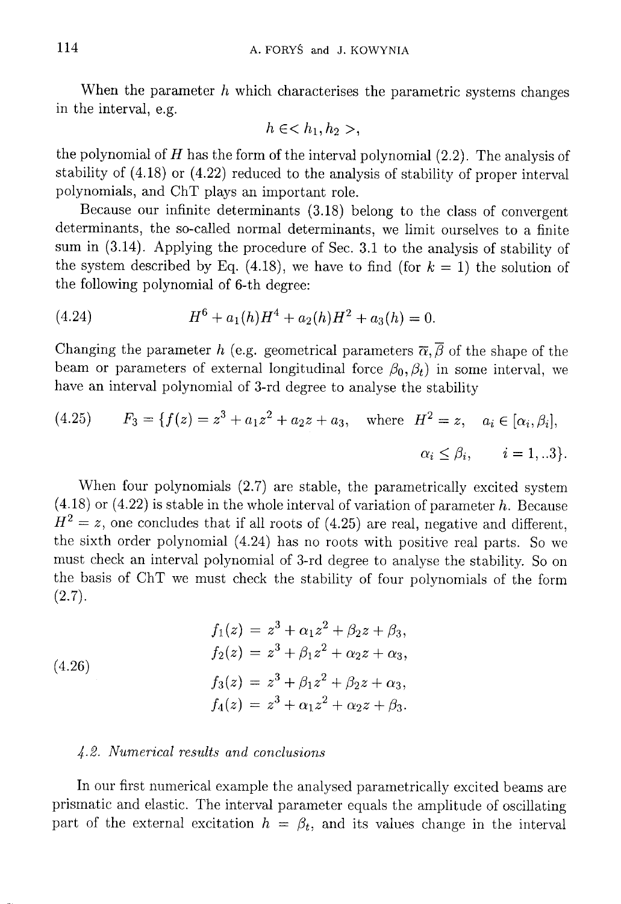When the parameter $h$ which characterises the parametric systems changes in the interval, e.g.

$$h \in < h_1, h_2 >,$$

the polynomial of $H$ has the form of the interval polynomial (2.2). The analysis of stability of (4.18) or (4.22) reduced to the analysis of stability of proper interval polynomials, and ChT plays an important role.

Because our infinite determinants (3.18) belong to the class of convergent determinants, the so-called normal determinants, we limit ourselves to a finite sum in (3.14). Applying the procedure of Sec. 3.1 to the analysis of stability of the system described by Eq. (4.18), we have to find (for $k = 1$) the solution of the following polynomial of 6-th degree:

$$H^6 + a_1(h)H^4 + a_2(h)H^2 + a_3(h) = 0. \tag{4.24}$$

Changing the parameter $h$ (e.g. geometrical parameters $\overline{\alpha}, \overline{\beta}$ of the shape of the beam or parameters of external longitudinal force $\beta_0, \beta_t$) in some interval, we have an interval polynomial of 3-rd degree to analyse the stability

$$F_3 = \{f(z) = z^3 + a_1z^2 + a_2z + a_3, \quad \text{where } H^2 = z, \quad a_i \in [\alpha_i, \beta_i], \quad \alpha_i \leq \beta_i, \quad i = 1,..3\}. \tag{4.25}$$

When four polynomials (2.7) are stable, the parametrically excited system (4.18) or (4.22) is stable in the whole interval of variation of parameter $h$. Because $H^2 = z$, one concludes that if all roots of (4.25) are real, negative and different, the sixth order polynomial (4.24) has no roots with positive real parts. So we must check an interval polynomial of 3-rd degree to analyse the stability. So on the basis of ChT we must check the stability of four polynomials of the form (2.7).

$$\begin{aligned}
f_1(z) &= z^3 + \alpha_1z^2 + \beta_2z + \beta_3, \\
f_2(z) &= z^3 + \beta_1z^2 + \alpha_2z + \alpha_3, \\
f_3(z) &= z^3 + \beta_1z^2 + \beta_2z + \alpha_3, \\
f_4(z) &= z^3 + \alpha_1z^2 + \alpha_2z + \beta_3.
\end{aligned} \tag{4.26}$$

### *4.2. Numerical results and conclusions*

In our first numerical example the analysed parametrically excited beams are prismatic and elastic. The interval parameter equals the amplitude of oscillating part of the external excitation $h = \beta_t$, and its values change in the interval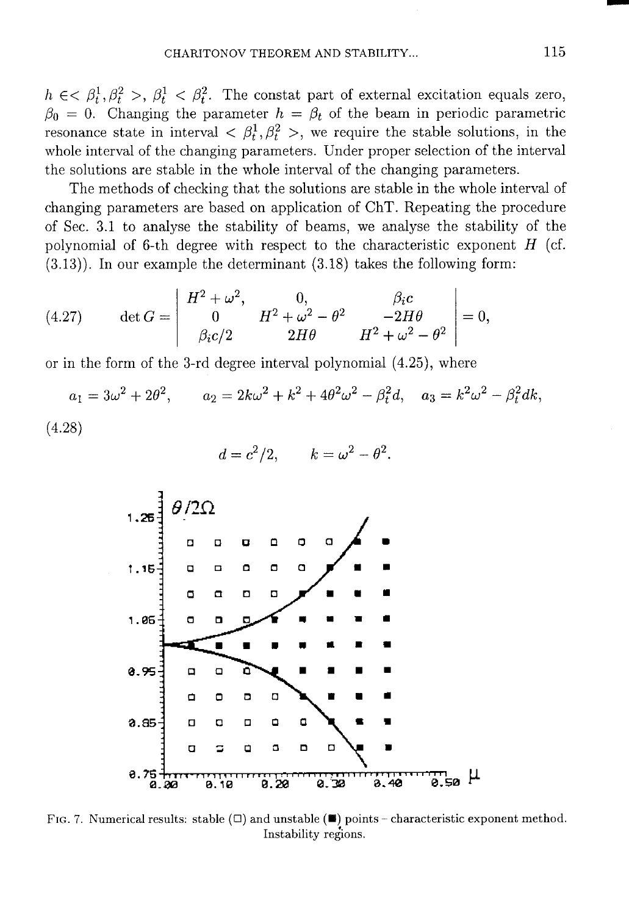$h \in < \beta_t^1, \beta_t^2 >$, $\beta_t^1 < \beta_t^2$. The constat part of external excitation equals zero, $\beta_0 = 0$. Changing the parameter $h = \beta_t$ of the beam in periodic parametric resonance state in interval $< \beta_t^1, \beta_t^2 >$, we require the stable solutions, in the whole interval of the changing parameters. Under proper selection of the interval the solutions are stable in the whole interval of the changing parameters.

The methods of checking that the solutions are stable in the whole interval of changing parameters are based on application of ChT. Repeating the procedure of Sec. 3.1 to analyse the stability of beams, we analyse the stability of the polynomial of 6-th degree with respect to the characteristic exponent $H$ (cf. (3.13)). In our example the determinant (3.18) takes the following form:

$$\det G = \begin{vmatrix} H^2 + \omega^2, & 0, & \beta_i c \\ 0 & H^2 + \omega^2 - \theta^2 & -2H\theta \\ \beta_i c/2 & 2H\theta & H^2 + \omega^2 - \theta^2 \end{vmatrix} = 0, \tag{4.27}$$

or in the form of the 3-rd degree interval polynomial (4.25), where

$$a_1 = 3\omega^2 + 2\theta^2, \qquad a_2 = 2k\omega^2 + k^2 + 4\theta^2\omega^2 - \beta_t^2 d, \quad a_3 = k^2\omega^2 - \beta_t^2 dk,$$

$$d = c^2/2, \qquad k = \omega^2 - \theta^2. \tag{4.28}$$

FIG. 7. Numerical results: stable (□) and unstable (■) points – characteristic exponent method. Instability regions.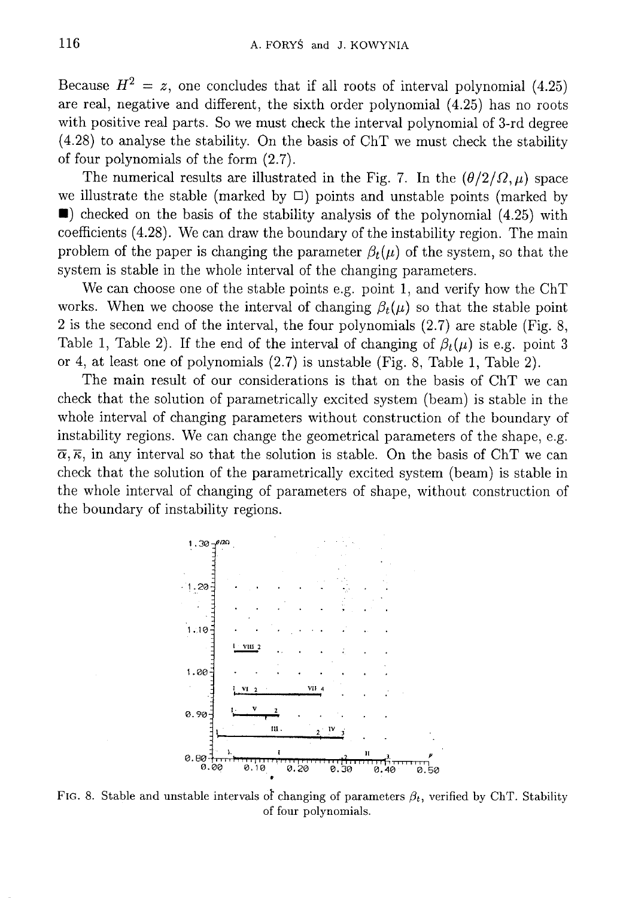Because $H^2 = z$, one concludes that if all roots of interval polynomial (4.25) are real, negative and different, the sixth order polynomial (4.25) has no roots with positive real parts. So we must check the interval polynomial of 3-rd degree (4.28) to analyse the stability. On the basis of ChT we must check the stability of four polynomials of the form (2.7).

The numerical results are illustrated in the Fig. 7. In the $(\theta/2/\Omega, \mu)$ space we illustrate the stable (marked by □) points and unstable points (marked by ■) checked on the basis of the stability analysis of the polynomial (4.25) with coefficients (4.28). We can draw the boundary of the instability region. The main problem of the paper is changing the parameter $\beta_t(\mu)$ of the system, so that the system is stable in the whole interval of the changing parameters.

We can choose one of the stable points e.g. point 1, and verify how the ChT works. When we choose the interval of changing $\beta_t(\mu)$ so that the stable point 2 is the second end of the interval, the four polynomials (2.7) are stable (Fig. 8, Table 1, Table 2). If the end of the interval of changing of $\beta_t(\mu)$ is e.g. point 3 or 4, at least one of polynomials (2.7) is unstable (Fig. 8, Table 1, Table 2).

The main result of our considerations is that on the basis of ChT we can check that the solution of parametrically excited system (beam) is stable in the whole interval of changing parameters without construction of the boundary of instability regions. We can change the geometrical parameters of the shape, e.g. $\overline{\alpha}, \overline{\kappa}$, in any interval so that the solution is stable. On the basis of ChT we can check that the solution of the parametrically excited system (beam) is stable in the whole interval of changing of parameters of shape, without construction of the boundary of instability regions.

FIG. 8. Stable and unstable intervals of changing of parameters $\beta_t$, verified by ChT. Stability of four polynomials.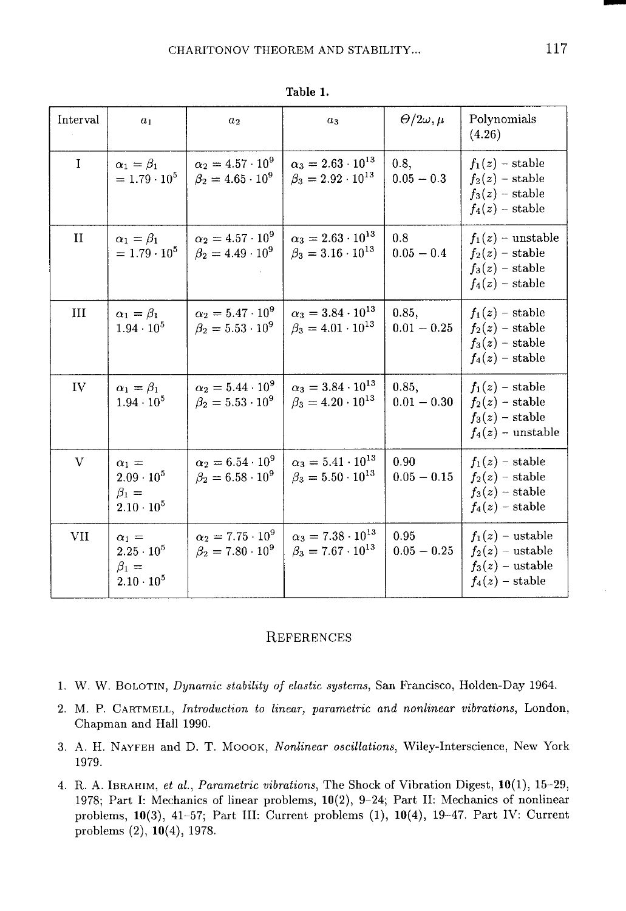**Table 1.**

| Interval | $a_1$ | $a_2$ | $a_3$ | $\Theta/2\omega, \mu$ | Polynomials (4.26) |
|---|---|---|---|---|---|
| I | $\alpha_1 = \beta_1$ $= 1.79 \cdot 10^5$ | $\alpha_2 = 4.57 \cdot 10^9$ $\beta_2 = 4.65 \cdot 10^9$ | $\alpha_3 = 2.63 \cdot 10^{13}$ $\beta_3 = 2.92 \cdot 10^{13}$ | 0.8, $0.05 - 0.3$ | $f_1(z)$ – stable $f_2(z)$ – stable $f_3(z)$ – stable $f_4(z)$ – stable |
| II | $\alpha_1 = \beta_1$ $= 1.79 \cdot 10^5$ | $\alpha_2 = 4.57 \cdot 10^9$ $\beta_2 = 4.49 \cdot 10^9$ | $\alpha_3 = 2.63 \cdot 10^{13}$ $\beta_3 = 3.16 \cdot 10^{13}$ | 0.8 $0.05 - 0.4$ | $f_1(z)$ – unstable $f_2(z)$ – stable $f_3(z)$ – stable $f_4(z)$ – stable |
| III | $\alpha_1 = \beta_1$ $1.94 \cdot 10^5$ | $\alpha_2 = 5.47 \cdot 10^9$ $\beta_2 = 5.53 \cdot 10^9$ | $\alpha_3 = 3.84 \cdot 10^{13}$ $\beta_3 = 4.01 \cdot 10^{13}$ | 0.85, $0.01 - 0.25$ | $f_1(z)$ – stable $f_2(z)$ – stable $f_3(z)$ – stable $f_4(z)$ – stable |
| IV | $\alpha_1 = \beta_1$ $1.94 \cdot 10^5$ | $\alpha_2 = 5.44 \cdot 10^9$ $\beta_2 = 5.53 \cdot 10^9$ | $\alpha_3 = 3.84 \cdot 10^{13}$ $\beta_3 = 4.20 \cdot 10^{13}$ | 0.85, $0.01 - 0.30$ | $f_1(z)$ – stable $f_2(z)$ – stable $f_3(z)$ – stable $f_4(z)$ – unstable |
| V | $\alpha_1 =$ $2.09 \cdot 10^5$ $\beta_1 =$ $2.10 \cdot 10^5$ | $\alpha_2 = 6.54 \cdot 10^9$ $\beta_2 = 6.58 \cdot 10^9$ | $\alpha_3 = 5.41 \cdot 10^{13}$ $\beta_3 = 5.50 \cdot 10^{13}$ | 0.90 $0.05 - 0.15$ | $f_1(z)$ – stable $f_2(z)$ – stable $f_3(z)$ – stable $f_4(z)$ – stable |
| VII | $\alpha_1 =$ $2.25 \cdot 10^5$ $\beta_1 =$ $2.10 \cdot 10^5$ | $\alpha_2 = 7.75 \cdot 10^9$ $\beta_2 = 7.80 \cdot 10^9$ | $\alpha_3 = 7.38 \cdot 10^{13}$ $\beta_3 = 7.67 \cdot 10^{13}$ | 0.95 $0.05 - 0.25$ | $f_1(z)$ – ustable $f_2(z)$ – ustable $f_3(z)$ – ustable $f_4(z)$ – stable |

## References

1. W. W. Bolotin, *Dynamic stability of elastic systems*, San Francisco, Holden-Day 1964.
2. M. P. Cartmell, *Introduction to linear, parametric and nonlinear vibrations*, London, Chapman and Hall 1990.
3. A. H. Nayfeh and D. T. Moook, *Nonlinear oscillations*, Wiley-Interscience, New York 1979.
4. R. A. Ibrahim, *et al.*, *Parametric vibrations*, The Shock of Vibration Digest, **10**(1), 15–29, 1978; Part I: Mechanics of linear problems, **10**(2), 9–24; Part II: Mechanics of nonlinear problems, **10**(3), 41–57; Part III: Current problems (1), **10**(4), 19–47. Part IV: Current problems (2), **10**(4), 1978.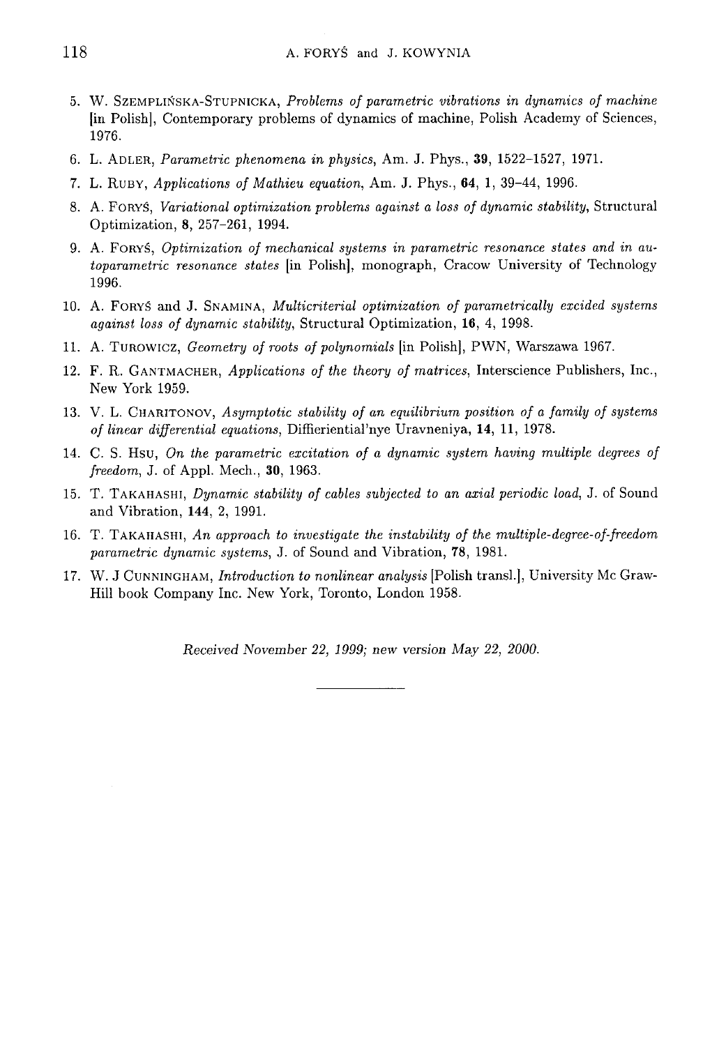5. W. Szemplińska-Stupnicka, *Problems of parametric vibrations in dynamics of machine* [in Polish], Contemporary problems of dynamics of machine, Polish Academy of Sciences, 1976.
6. L. Adler, *Parametric phenomena in physics*, Am. J. Phys., **39**, 1522–1527, 1971.
7. L. Ruby, *Applications of Mathieu equation*, Am. J. Phys., **64**, 1, 39–44, 1996.
8. A. Foryś, *Variational optimization problems against a loss of dynamic stability*, Structural Optimization, **8**, 257–261, 1994.
9. A. Foryś, *Optimization of mechanical systems in parametric resonance states and in autoparametric resonance states* [in Polish], monograph, Cracow University of Technology 1996.
10. A. Foryś and J. Snamina, *Multicriterial optimization of parametrically excided systems against loss of dynamic stability*, Structural Optimization, **16**, 4, 1998.
11. A. Turowicz, *Geometry of roots of polynomials* [in Polish], PWN, Warszawa 1967.
12. F. R. Gantmacher, *Applications of the theory of matrices*, Interscience Publishers, Inc., New York 1959.
13. V. L. Charitonov, *Asymptotic stability of an equilibrium position of a family of systems of linear differential equations*, Diffieriential'nye Uravneniya, **14**, 11, 1978.
14. C. S. Hsu, *On the parametric excitation of a dynamic system having multiple degrees of freedom*, J. of Appl. Mech., **30**, 1963.
15. T. Takahashi, *Dynamic stability of cables subjected to an axial periodic load*, J. of Sound and Vibration, **144**, 2, 1991.
16. T. Takahashi, *An approach to investigate the instability of the multiple-degree-of-freedom parametric dynamic systems*, J. of Sound and Vibration, **78**, 1981.
17. W. J Cunningham, *Introduction to nonlinear analysis* [Polish transl.], University Mc Graw-Hill book Company Inc. New York, Toronto, London 1958.

*Received November 22, 1999; new version May 22, 2000.*